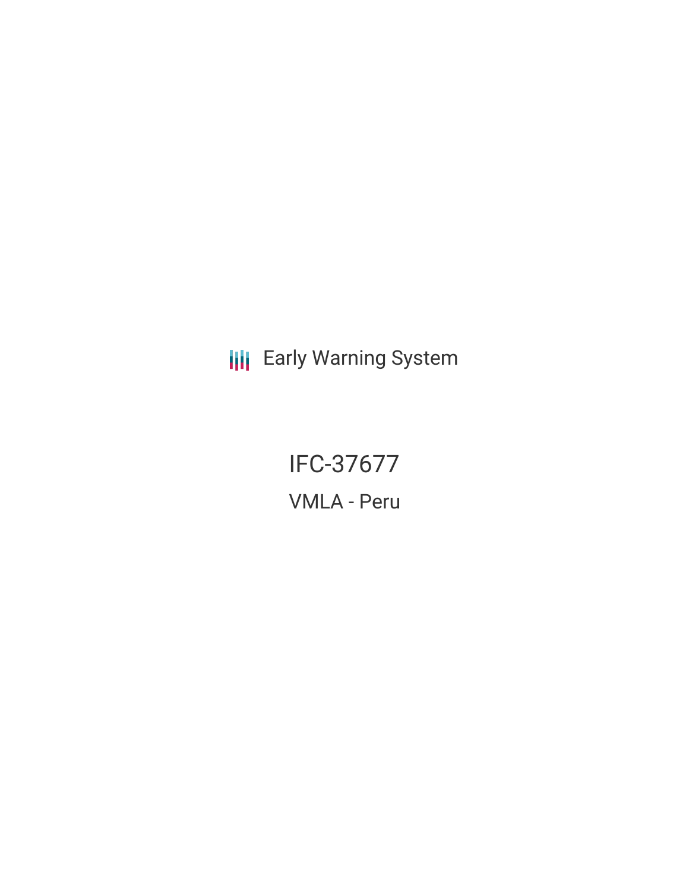Early Warning System

# IFC-37677

## VMLA - Peru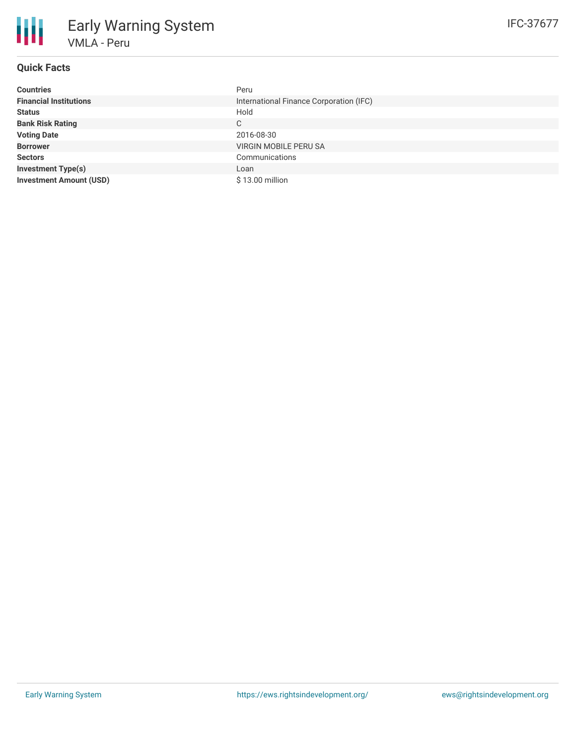# Early Warning System

## VMLA - Peru

IFC-37677

### Quick Facts

| | |
|---|---|
| **Countries** | Peru |
| **Financial Institutions** | International Finance Corporation (IFC) |
| **Status** | Hold |
| **Bank Risk Rating** | C |
| **Voting Date** | 2016-08-30 |
| **Borrower** | VIRGIN MOBILE PERU SA |
| **Sectors** | Communications |
| **Investment Type(s)** | Loan |
| **Investment Amount (USD)** | $ 13.00 million |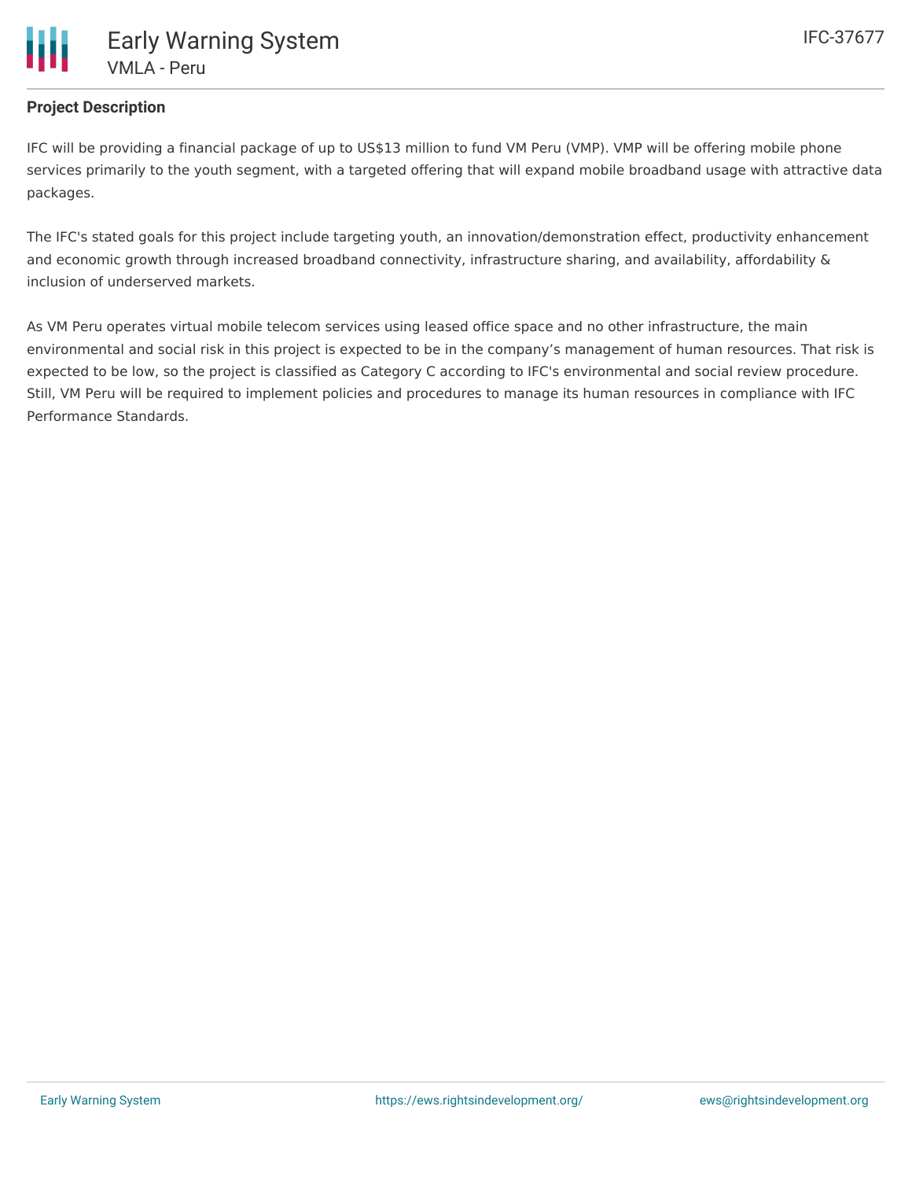## Project Description

IFC will be providing a financial package of up to US$13 million to fund VM Peru (VMP). VMP will be offering mobile phone services primarily to the youth segment, with a targeted offering that will expand mobile broadband usage with attractive data packages.

The IFC's stated goals for this project include targeting youth, an innovation/demonstration effect, productivity enhancement and economic growth through increased broadband connectivity, infrastructure sharing, and availability, affordability & inclusion of underserved markets.

As VM Peru operates virtual mobile telecom services using leased office space and no other infrastructure, the main environmental and social risk in this project is expected to be in the company's management of human resources. That risk is expected to be low, so the project is classified as Category C according to IFC's environmental and social review procedure. Still, VM Peru will be required to implement policies and procedures to manage its human resources in compliance with IFC Performance Standards.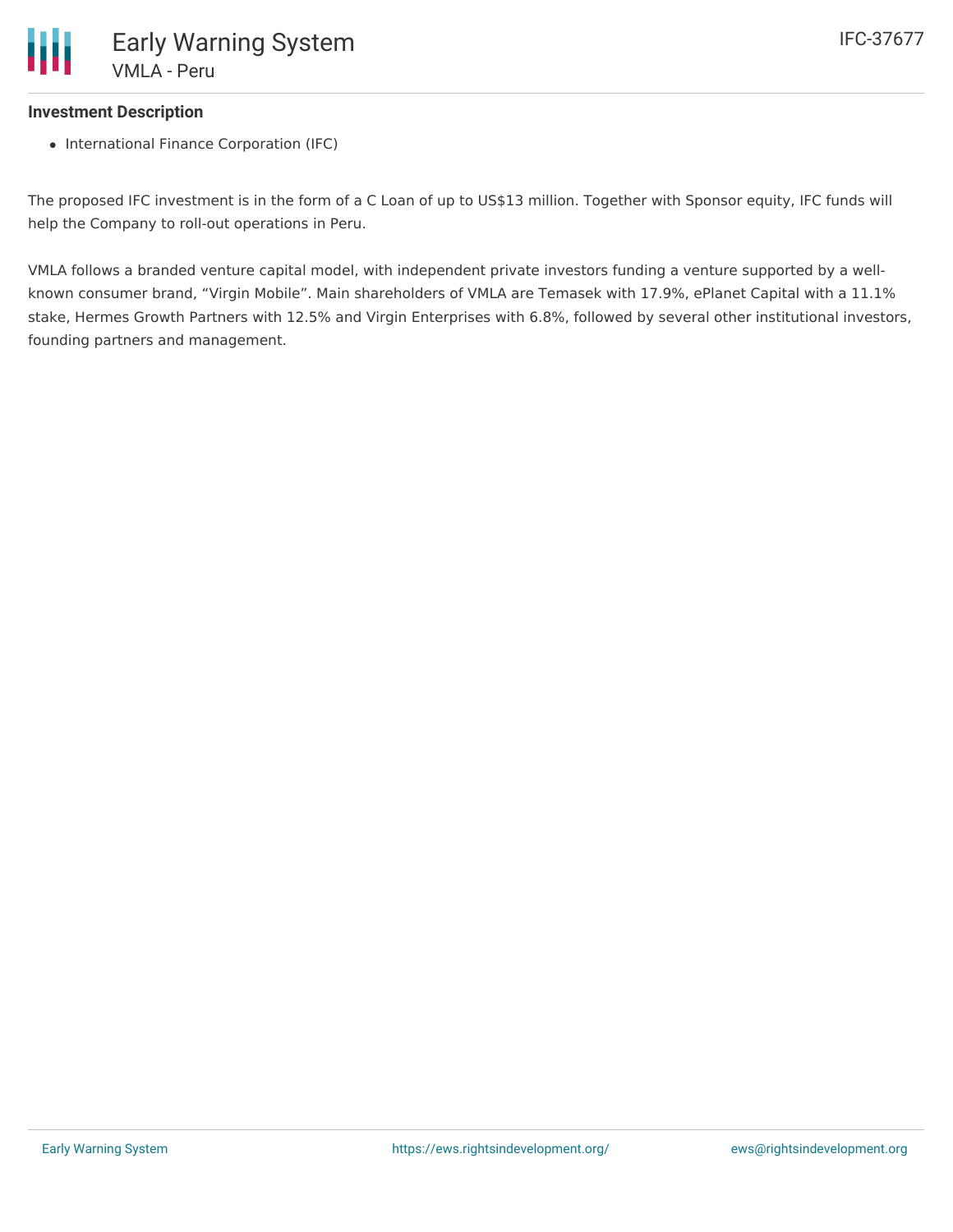### Investment Description

- International Finance Corporation (IFC)

The proposed IFC investment is in the form of a C Loan of up to US$13 million. Together with Sponsor equity, IFC funds will help the Company to roll-out operations in Peru.

VMLA follows a branded venture capital model, with independent private investors funding a venture supported by a well-known consumer brand, “Virgin Mobile”. Main shareholders of VMLA are Temasek with 17.9%, ePlanet Capital with a 11.1% stake, Hermes Growth Partners with 12.5% and Virgin Enterprises with 6.8%, followed by several other institutional investors, founding partners and management.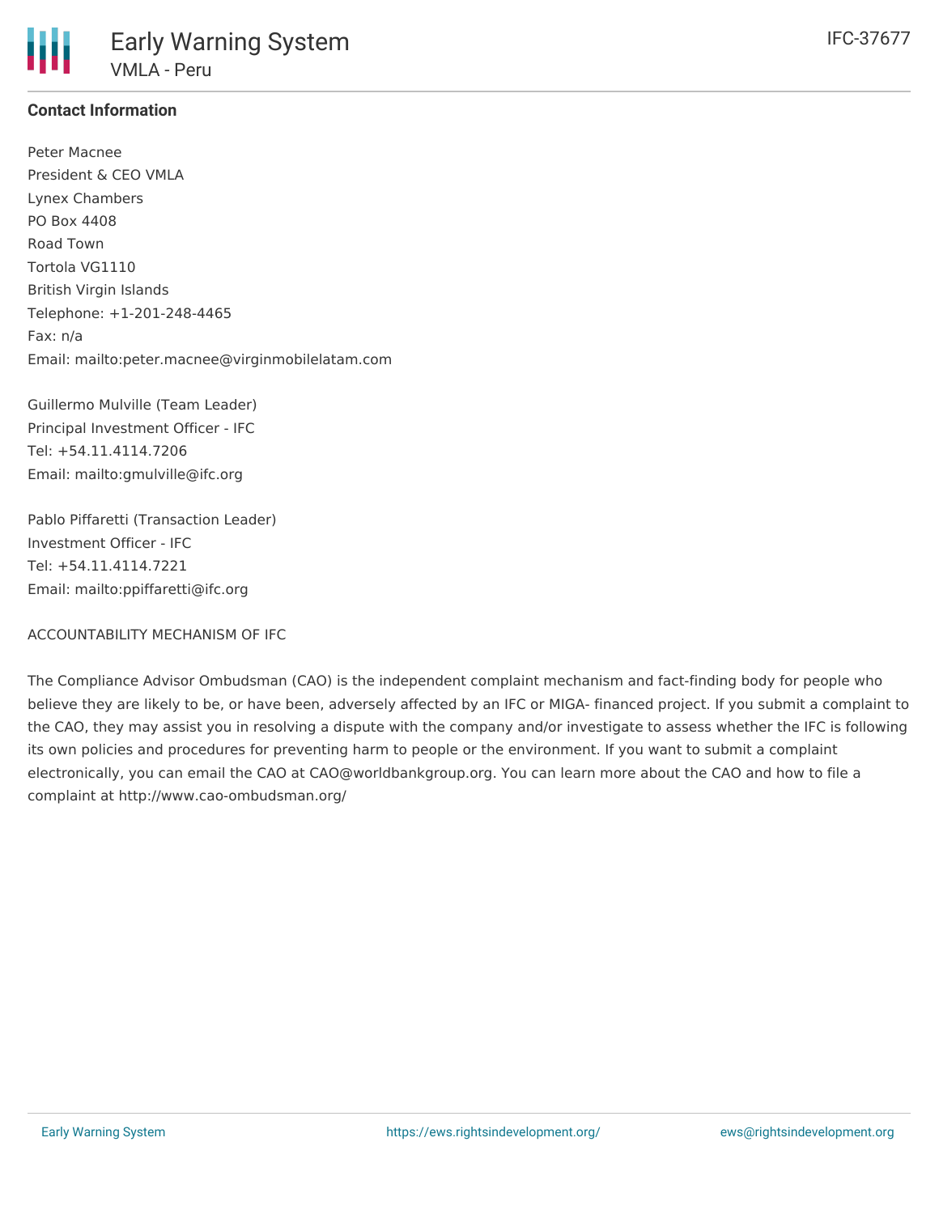**Contact Information**

Peter Macnee  
President & CEO VMLA  
Lynex Chambers  
PO Box 4408  
Road Town  
Tortola VG1110  
British Virgin Islands  
Telephone: +1-201-248-4465  
Fax: n/a  
Email: mailto:peter.macnee@virginmobilelatam.com

Guillermo Mulville (Team Leader)  
Principal Investment Officer - IFC  
Tel: +54.11.4114.7206  
Email: mailto:gmulville@ifc.org

Pablo Piffaretti (Transaction Leader)  
Investment Officer - IFC  
Tel: +54.11.4114.7221  
Email: mailto:ppiffaretti@ifc.org

ACCOUNTABILITY MECHANISM OF IFC

The Compliance Advisor Ombudsman (CAO) is the independent complaint mechanism and fact-finding body for people who believe they are likely to be, or have been, adversely affected by an IFC or MIGA- financed project. If you submit a complaint to the CAO, they may assist you in resolving a dispute with the company and/or investigate to assess whether the IFC is following its own policies and procedures for preventing harm to people or the environment. If you want to submit a complaint electronically, you can email the CAO at CAO@worldbankgroup.org. You can learn more about the CAO and how to file a complaint at http://www.cao-ombudsman.org/